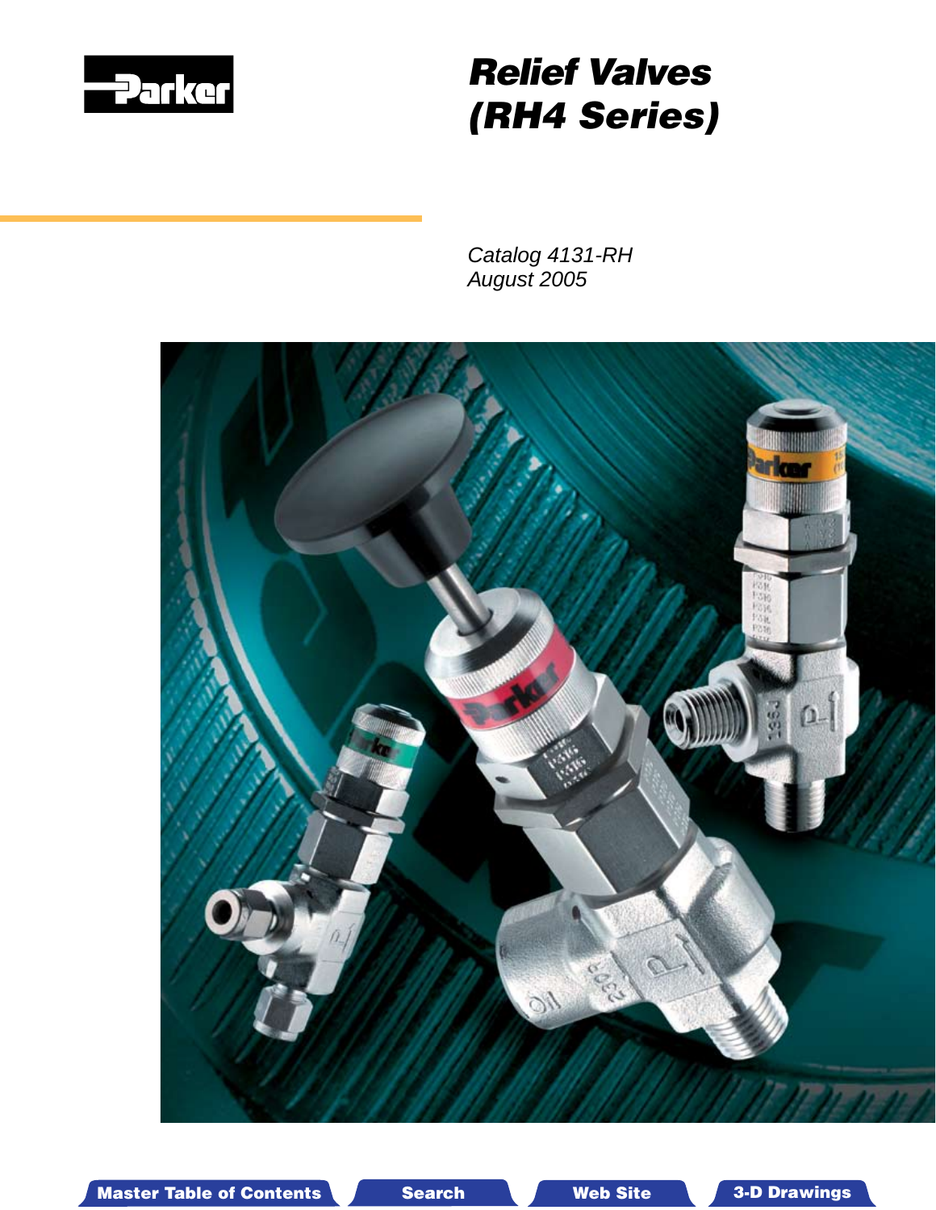Parker

# Relief Valves (RH4 Series)

*Catalog 4131-RH*
*August 2005*

Master Table of Contents | Search | Web Site | 3-D Drawings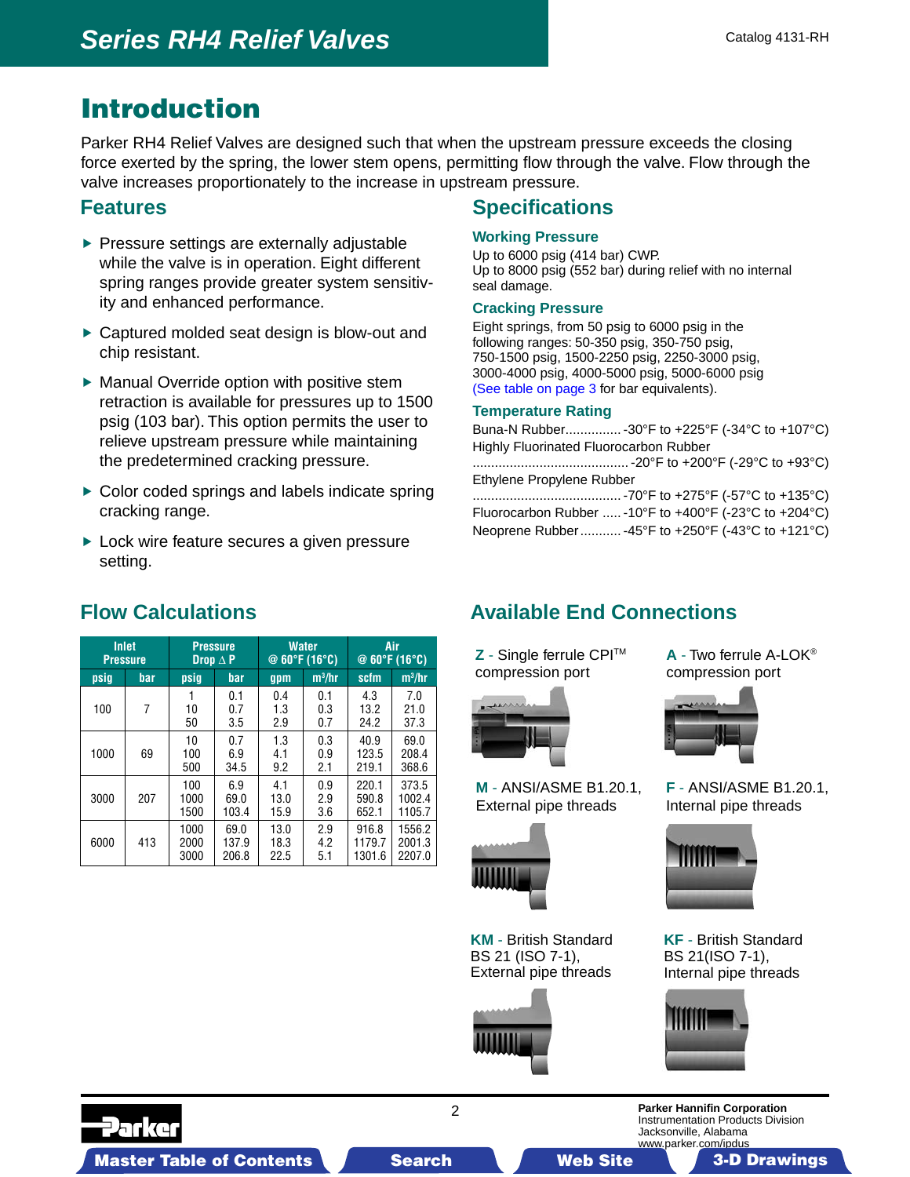# Introduction

Parker RH4 Relief Valves are designed such that when the upstream pressure exceeds the closing force exerted by the spring, the lower stem opens, permitting flow through the valve. Flow through the valve increases proportionately to the increase in upstream pressure.

## Features

- Pressure settings are externally adjustable while the valve is in operation. Eight different spring ranges provide greater system sensitivity and enhanced performance.
- Captured molded seat design is blow-out and chip resistant.
- Manual Override option with positive stem retraction is available for pressures up to 1500 psig (103 bar). This option permits the user to relieve upstream pressure while maintaining the predetermined cracking pressure.
- Color coded springs and labels indicate spring cracking range.
- Lock wire feature secures a given pressure setting.

## Specifications

### Working Pressure

Up to 6000 psig (414 bar) CWP.
Up to 8000 psig (552 bar) during relief with no internal seal damage.

### Cracking Pressure

Eight springs, from 50 psig to 6000 psig in the following ranges: 50-350 psig, 350-750 psig, 750-1500 psig, 1500-2250 psig, 2250-3000 psig, 3000-4000 psig, 4000-5000 psig, 5000-6000 psig (See table on page 3 for bar equivalents).

### Temperature Rating

Buna-N Rubber............... -30°F to +225°F (-34°C to +107°C)
Highly Fluorinated Fluorocarbon Rubber
.......................................... -20°F to +200°F (-29°C to +93°C)
Ethylene Propylene Rubber
........................................ -70°F to +275°F (-57°C to +135°C)
Fluorocarbon Rubber ..... -10°F to +400°F (-23°C to +204°C)
Neoprene Rubber........... -45°F to +250°F (-43°C to +121°C)

## Flow Calculations

| Inlet Pressure | | Pressure Drop Δ P | | Water @ 60°F (16°C) | | Air @ 60°F (16°C) | |
|---|---|---|---|---|---|---|---|
| psig | bar | psig | bar | gpm | m³/hr | scfm | m³/hr |
| 100 | 7 | 1<br>10<br>50 | 0.1<br>0.7<br>3.5 | 0.4<br>1.3<br>2.9 | 0.1<br>0.3<br>0.7 | 4.3<br>13.2<br>24.2 | 7.0<br>21.0<br>37.3 |
| 1000 | 69 | 10<br>100<br>500 | 0.7<br>6.9<br>34.5 | 1.3<br>4.1<br>9.2 | 0.3<br>0.9<br>2.1 | 40.9<br>123.5<br>219.1 | 69.0<br>208.4<br>368.6 |
| 3000 | 207 | 100<br>1000<br>1500 | 6.9<br>69.0<br>103.4 | 4.1<br>13.0<br>15.9 | 0.9<br>2.9<br>3.6 | 220.1<br>590.8<br>652.1 | 373.5<br>1002.4<br>1105.7 |
| 6000 | 413 | 1000<br>2000<br>3000 | 69.0<br>137.9<br>206.8 | 13.0<br>18.3<br>22.5 | 2.9<br>4.2<br>5.1 | 916.8<br>1179.7<br>1301.6 | 1556.2<br>2001.3<br>2207.0 |

## Available End Connections

**Z** - Single ferrule CPI™ compression port

**A** - Two ferrule A-LOK® compression port

**M** - ANSI/ASME B1.20.1, External pipe threads

**F** - ANSI/ASME B1.20.1, Internal pipe threads

**KM** - British Standard BS 21 (ISO 7-1), External pipe threads

**KF** - British Standard BS 21(ISO 7-1), Internal pipe threads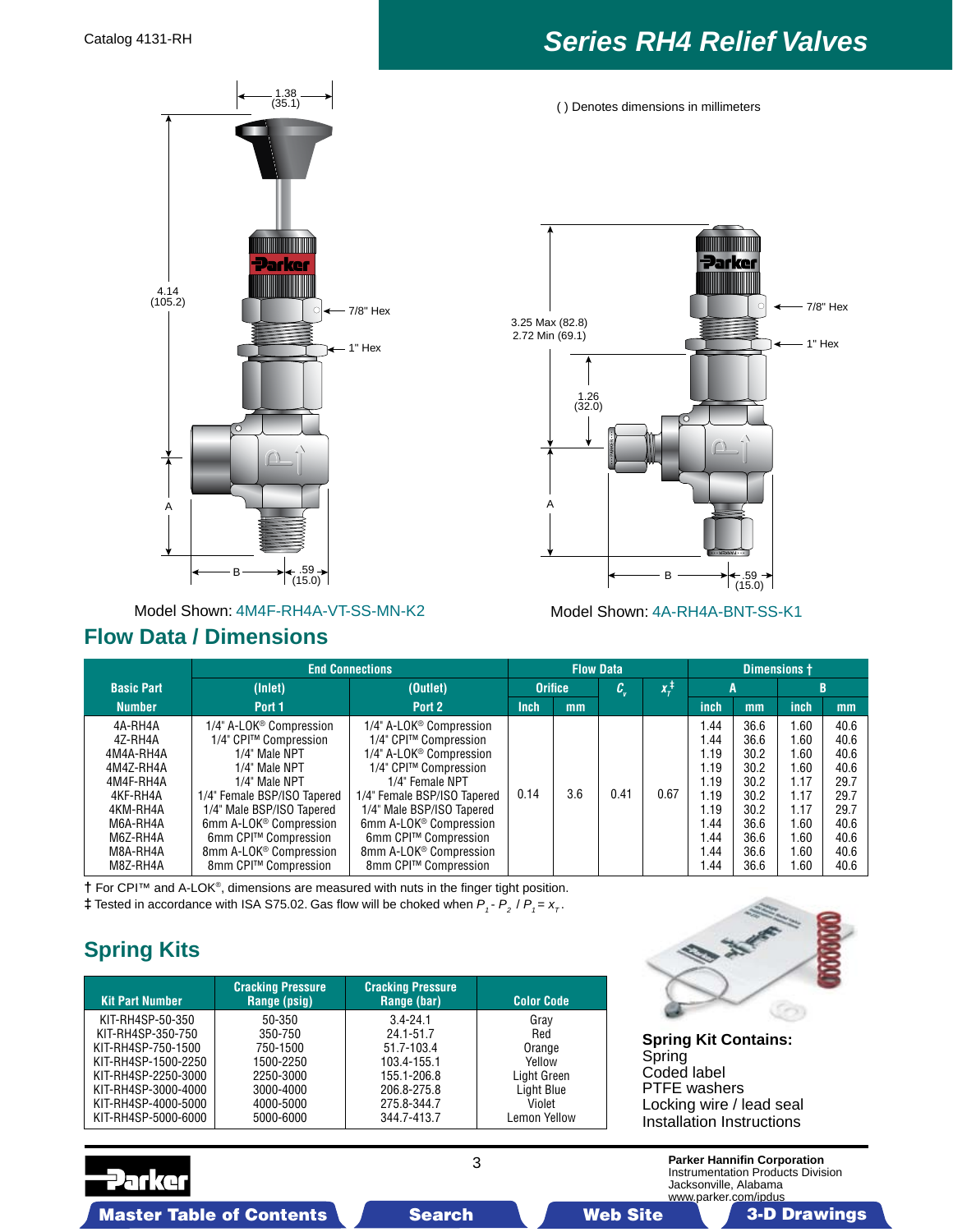# Series RH4 Relief Valves

( ) Denotes dimensions in millimeters

Model Shown: 4M4F-RH4A-VT-SS-MN-K2

Model Shown: 4A-RH4A-BNT-SS-K1

## Flow Data / Dimensions

| Basic Part Number | End Connections (Inlet) Port 1 | End Connections (Outlet) Port 2 | Flow Data Orifice Inch | Flow Data Orifice mm | $C_v$ | $x_T$‡ | Dimensions † A inch | A mm | B inch | B mm |
|---|---|---|---|---|---|---|---|---|---|---|
| 4A-RH4A | 1/4" A-LOK® Compression | 1/4" A-LOK® Compression | 0.14 | 3.6 | 0.41 | 0.67 | 1.44 | 36.6 | 1.60 | 40.6 |
| 4Z-RH4A | 1/4" CPI™ Compression | 1/4" CPI™ Compression | 0.14 | 3.6 | 0.41 | 0.67 | 1.44 | 36.6 | 1.60 | 40.6 |
| 4M4A-RH4A | 1/4" Male NPT | 1/4" A-LOK® Compression | 0.14 | 3.6 | 0.41 | 0.67 | 1.19 | 30.2 | 1.60 | 40.6 |
| 4M4Z-RH4A | 1/4" Male NPT | 1/4" CPI™ Compression | 0.14 | 3.6 | 0.41 | 0.67 | 1.19 | 30.2 | 1.60 | 40.6 |
| 4M4F-RH4A | 1/4" Male NPT | 1/4" Female NPT | 0.14 | 3.6 | 0.41 | 0.67 | 1.19 | 30.2 | 1.17 | 29.7 |
| 4KF-RH4A | 1/4" Female BSP/ISO Tapered | 1/4" Female BSP/ISO Tapered | 0.14 | 3.6 | 0.41 | 0.67 | 1.19 | 30.2 | 1.17 | 29.7 |
| 4KM-RH4A | 1/4" Male BSP/ISO Tapered | 1/4" Male BSP/ISO Tapered | 0.14 | 3.6 | 0.41 | 0.67 | 1.19 | 30.2 | 1.17 | 29.7 |
| M6A-RH4A | 6mm A-LOK® Compression | 6mm A-LOK® Compression | 0.14 | 3.6 | 0.41 | 0.67 | 1.44 | 36.6 | 1.60 | 40.6 |
| M6Z-RH4A | 6mm CPI™ Compression | 6mm CPI™ Compression | 0.14 | 3.6 | 0.41 | 0.67 | 1.44 | 36.6 | 1.60 | 40.6 |
| M8A-RH4A | 8mm A-LOK® Compression | 8mm A-LOK® Compression | 0.14 | 3.6 | 0.41 | 0.67 | 1.44 | 36.6 | 1.60 | 40.6 |
| M8Z-RH4A | 8mm CPI™ Compression | 8mm CPI™ Compression | 0.14 | 3.6 | 0.41 | 0.67 | 1.44 | 36.6 | 1.60 | 40.6 |

† For CPI™ and A-LOK®, dimensions are measured with nuts in the finger tight position.

‡ Tested in accordance with ISA S75.02. Gas flow will be choked when $P_1 - P_2 / P_1 = x_T$.

## Spring Kits

| Kit Part Number | Cracking Pressure Range (psig) | Cracking Pressure Range (bar) | Color Code |
|---|---|---|---|
| KIT-RH4SP-50-350 | 50-350 | 3.4-24.1 | Gray |
| KIT-RH4SP-350-750 | 350-750 | 24.1-51.7 | Red |
| KIT-RH4SP-750-1500 | 750-1500 | 51.7-103.4 | Orange |
| KIT-RH4SP-1500-2250 | 1500-2250 | 103.4-155.1 | Yellow |
| KIT-RH4SP-2250-3000 | 2250-3000 | 155.1-206.8 | Light Green |
| KIT-RH4SP-3000-4000 | 3000-4000 | 206.8-275.8 | Light Blue |
| KIT-RH4SP-4000-5000 | 4000-5000 | 275.8-344.7 | Violet |
| KIT-RH4SP-5000-6000 | 5000-6000 | 344.7-413.7 | Lemon Yellow |

**Spring Kit Contains:**
Spring
Coded label
PTFE washers
Locking wire / lead seal
Installation Instructions

**Parker Hannifin Corporation**
Instrumentation Products Division
Jacksonville, Alabama
www.parker.com/ipdus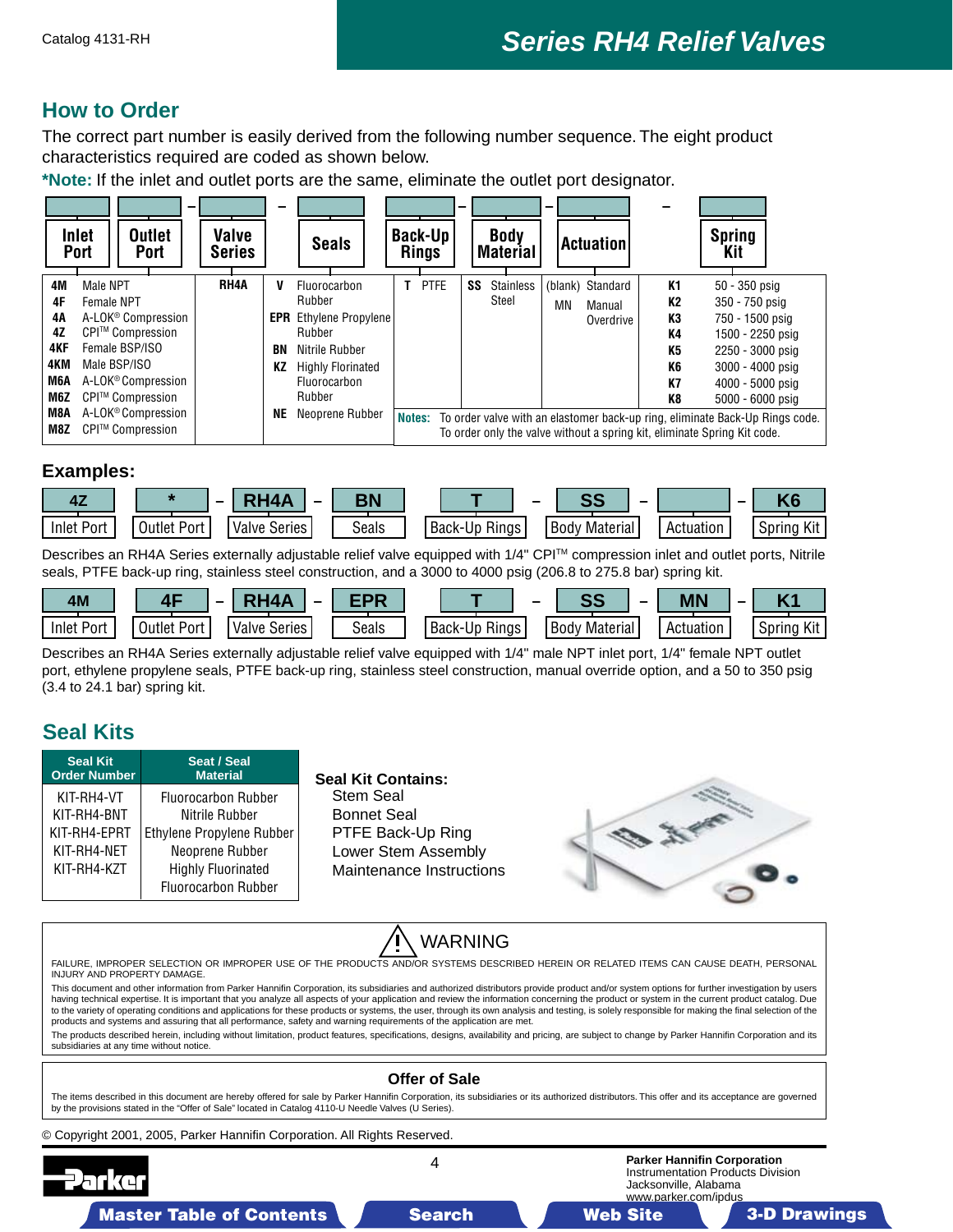## How to Order

The correct part number is easily derived from the following number sequence. The eight product characteristics required are coded as shown below.

***Note:** If the inlet and outlet ports are the same, eliminate the outlet port designator.

| Inlet Port | | Outlet Port | Valve Series | Seals | | Back-Up Rings | | Body Material | | Actuation | | Spring Kit | |
|---|---|---|---|---|---|---|---|---|---|---|---|---|---|
| 4M | Male NPT | | RH4A | V | Fluorocarbon Rubber | T | PTFE | SS | Stainless Steel | (blank) | Standard | K1 | 50 - 350 psig |
| 4F | Female NPT | | | EPR | Ethylene Propylene Rubber | | | | | MN | Manual Overdrive | K2 | 350 - 750 psig |
| 4A | A-LOK® Compression | | | BN | Nitrile Rubber | | | | | | | K3 | 750 - 1500 psig |
| 4Z | CPI™ Compression | | | KZ | Highly Florinated Fluorocarbon Rubber | | | | | | | K4 | 1500 - 2250 psig |
| 4KF | Female BSP/ISO | | | NE | Neoprene Rubber | | | | | | | K5 | 2250 - 3000 psig |
| 4KM | Male BSP/ISO | | | | | | | | | | | K6 | 3000 - 4000 psig |
| M6A | A-LOK® Compression | | | | | | | | | | | K7 | 4000 - 5000 psig |
| M6Z | CPI™ Compression | | | | | | | | | | | K8 | 5000 - 6000 psig |
| M8A | A-LOK® Compression | | | | | | | | | | | | |
| M8Z | CPI™ Compression | | | | | | | | | | | | |

**Notes:** To order valve with an elastomer back-up ring, eliminate Back-Up Rings code. To order only the valve without a spring kit, eliminate Spring Kit code.

### Examples:

| 4Z | * | – | RH4A | – | BN | T | – | SS | – | | – | K6 |
|---|---|---|---|---|---|---|---|---|---|---|---|---|
| Inlet Port | Outlet Port | | Valve Series | | Seals | Back-Up Rings | | Body Material | | Actuation | | Spring Kit |

Describes an RH4A Series externally adjustable relief valve equipped with 1/4" CPI™ compression inlet and outlet ports, Nitrile seals, PTFE back-up ring, stainless steel construction, and a 3000 to 4000 psig (206.8 to 275.8 bar) spring kit.

| 4M | 4F | – | RH4A | – | EPR | T | – | SS | – | MN | – | K1 |
|---|---|---|---|---|---|---|---|---|---|---|---|---|
| Inlet Port | Outlet Port | | Valve Series | | Seals | Back-Up Rings | | Body Material | | Actuation | | Spring Kit |

Describes an RH4A Series externally adjustable relief valve equipped with 1/4" male NPT inlet port, 1/4" female NPT outlet port, ethylene propylene seals, PTFE back-up ring, stainless steel construction, manual override option, and a 50 to 350 psig (3.4 to 24.1 bar) spring kit.

## Seal Kits

| Seal Kit Order Number | Seat / Seal Material |
|---|---|
| KIT-RH4-VT | Fluorocarbon Rubber |
| KIT-RH4-BNT | Nitrile Rubber |
| KIT-RH4-EPRT | Ethylene Propylene Rubber |
| KIT-RH4-NET | Neoprene Rubber |
| KIT-RH4-KZT | Highly Fluorinated Fluorocarbon Rubber |

**Seal Kit Contains:**
- Stem Seal
- Bonnet Seal
- PTFE Back-Up Ring
- Lower Stem Assembly
- Maintenance Instructions

### ⚠ WARNING

FAILURE, IMPROPER SELECTION OR IMPROPER USE OF THE PRODUCTS AND/OR SYSTEMS DESCRIBED HEREIN OR RELATED ITEMS CAN CAUSE DEATH, PERSONAL INJURY AND PROPERTY DAMAGE.

This document and other information from Parker Hannifin Corporation, its subsidiaries and authorized distributors provide product and/or system options for further investigation by users having technical expertise. It is important that you analyze all aspects of your application and review the information concerning the product or system in the current product catalog. Due to the variety of operating conditions and applications for these products or systems, the user, through its own analysis and testing, is solely responsible for making the final selection of the products and systems and assuring that all performance, safety and warning requirements of the application are met.

The products described herein, including without limitation, product features, specifications, designs, availability and pricing, are subject to change by Parker Hannifin Corporation and its subsidiaries at any time without notice.

### Offer of Sale

The items described in this document are hereby offered for sale by Parker Hannifin Corporation, its subsidiaries or its authorized distributors. This offer and its acceptance are governed by the provisions stated in the "Offer of Sale" located in Catalog 4110-U Needle Valves (U Series).

© Copyright 2001, 2005, Parker Hannifin Corporation. All Rights Reserved.

**Parker Hannifin Corporation**
Instrumentation Products Division
Jacksonville, Alabama
www.parker.com/ipdus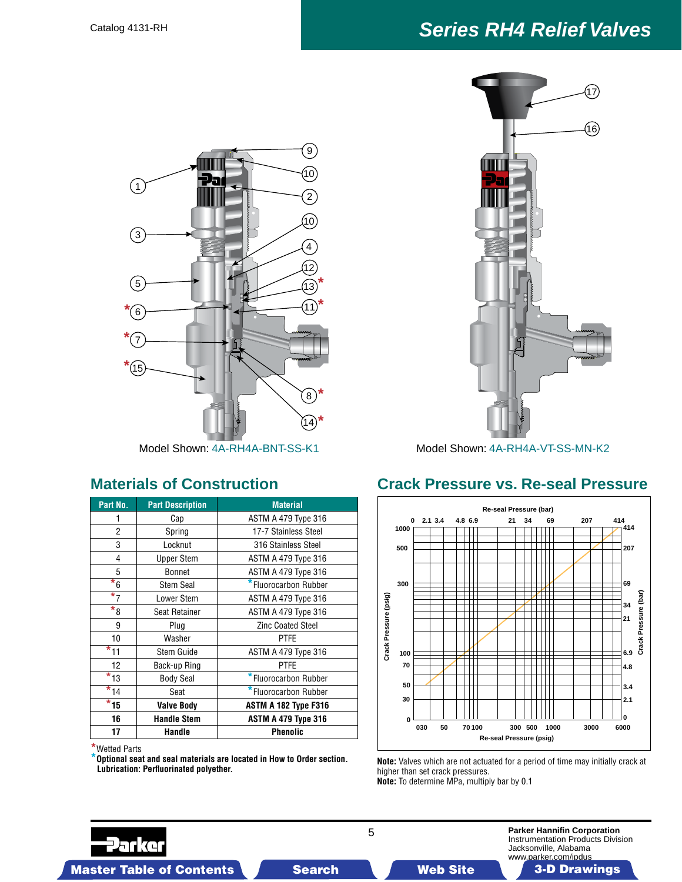# Series RH4 Relief Valves

Model Shown: 4A-RH4A-BNT-SS-K1

Model Shown: 4A-RH4A-VT-SS-MN-K2

## Materials of Construction

| Part No. | Part Description | Material |
|---|---|---|
| 1 | Cap | ASTM A 479 Type 316 |
| 2 | Spring | 17-7 Stainless Steel |
| 3 | Locknut | 316 Stainless Steel |
| 4 | Upper Stem | ASTM A 479 Type 316 |
| 5 | Bonnet | ASTM A 479 Type 316 |
| *6 | Stem Seal | *Fluorocarbon Rubber |
| *7 | Lower Stem | ASTM A 479 Type 316 |
| *8 | Seat Retainer | ASTM A 479 Type 316 |
| 9 | Plug | Zinc Coated Steel |
| 10 | Washer | PTFE |
| *11 | Stem Guide | ASTM A 479 Type 316 |
| 12 | Back-up Ring | PTFE |
| *13 | Body Seal | *Fluorocarbon Rubber |
| *14 | Seat | *Fluorocarbon Rubber |
| ***15** | **Valve Body** | **ASTM A 182 Type F316** |
| **16** | **Handle Stem** | **ASTM A 479 Type 316** |
| **17** | **Handle** | **Phenolic** |

*Wetted Parts

***Optional seat and seal materials are located in How to Order section.**
**Lubrication: Perfluorinated polyether.**

## Crack Pressure vs. Re-seal Pressure

**Note:** Valves which are not actuated for a period of time may initially crack at higher than set crack pressures.

**Note:** To determine MPa, multiply bar by 0.1

Parker Hannifin Corporation
Instrumentation Products Division
Jacksonville, Alabama
www.parker.com/ipdus

Master Table of Contents | Search | Web Site | 3-D Drawings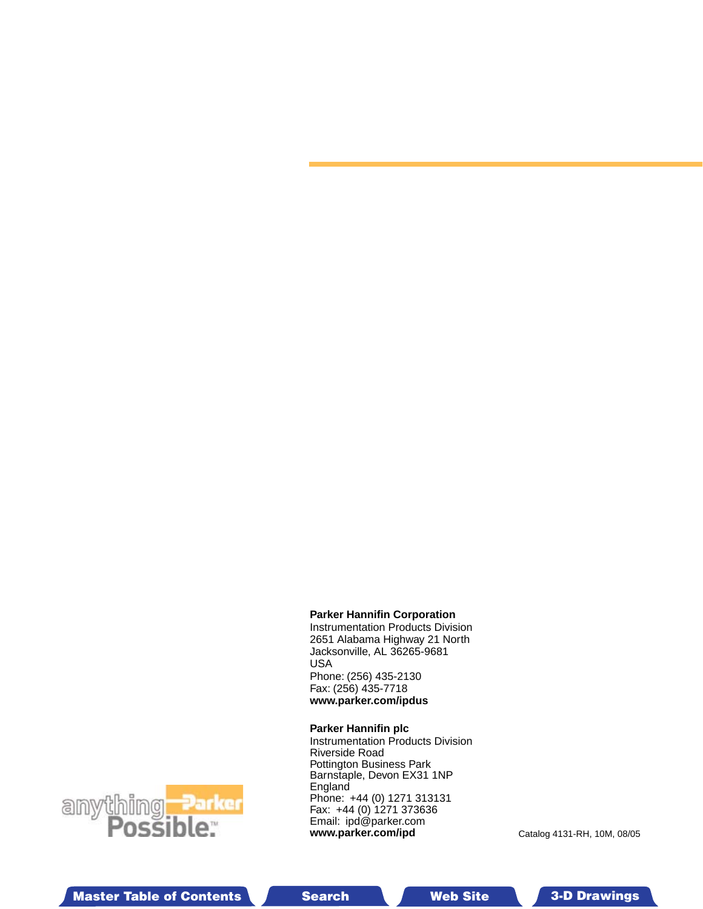**Parker Hannifin Corporation**
Instrumentation Products Division
2651 Alabama Highway 21 North
Jacksonville, AL 36265-9681
USA
Phone: (256) 435-2130
Fax: (256) 435-7718
**www.parker.com/ipdus**

**Parker Hannifin plc**
Instrumentation Products Division
Riverside Road
Pottington Business Park
Barnstaple, Devon EX31 1NP
England
Phone: +44 (0) 1271 313131
Fax: +44 (0) 1271 373636
Email: ipd@parker.com
**www.parker.com/ipd**

anything Parker Possible.™

Catalog 4131-RH, 10M, 08/05

Master Table of Contents | Search | Web Site | 3-D Drawings